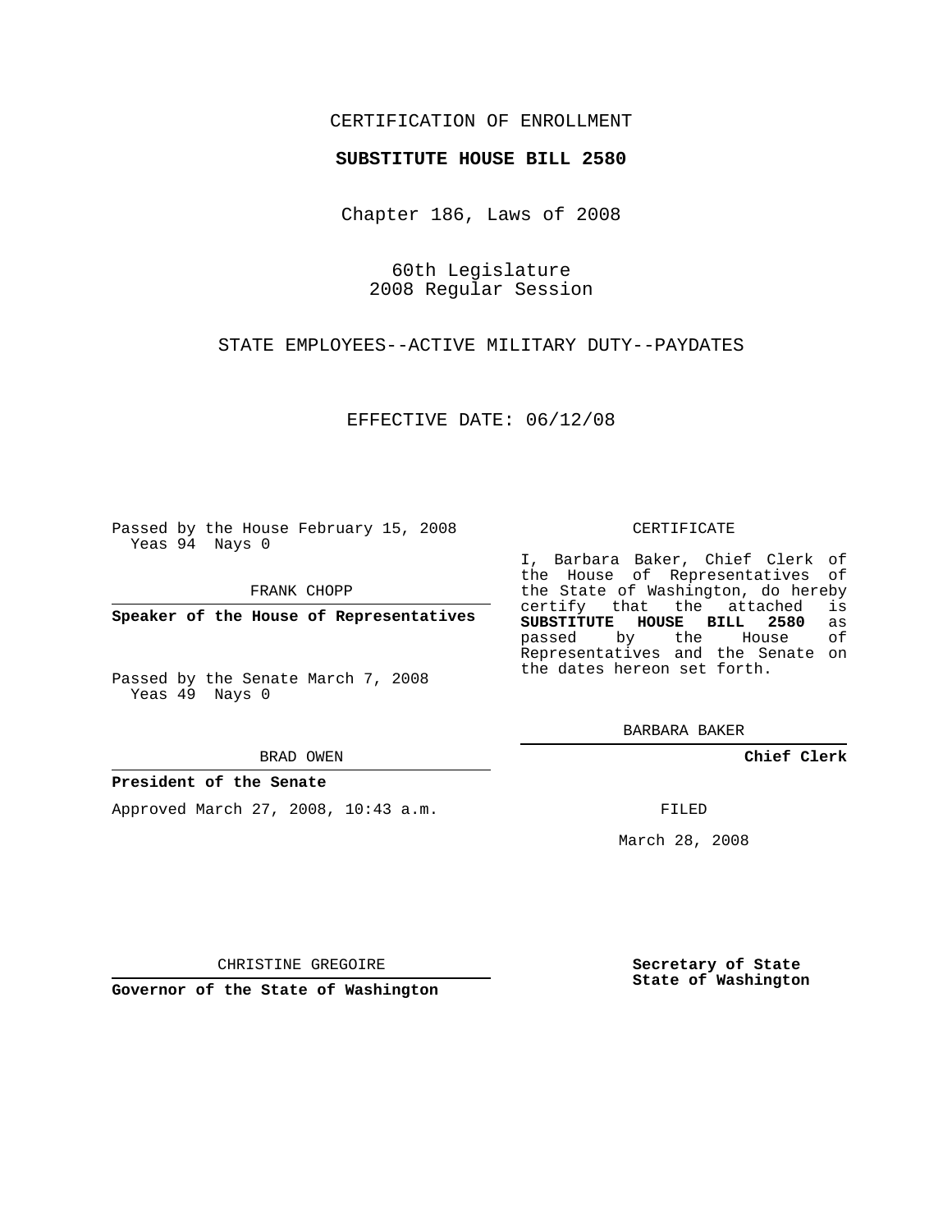CERTIFICATION OF ENROLLMENT

**SUBSTITUTE HOUSE BILL 2580**

Chapter 186, Laws of 2008

60th Legislature
2008 Regular Session

STATE EMPLOYEES--ACTIVE MILITARY DUTY--PAYDATES

EFFECTIVE DATE: 06/12/08

Passed by the House February 15, 2008
Yeas 94 Nays 0

FRANK CHOPP

**Speaker of the House of Representatives**

Passed by the Senate March 7, 2008
Yeas 49 Nays 0

BRAD OWEN

**President of the Senate**

Approved March 27, 2008, 10:43 a.m.

CHRISTINE GREGOIRE

**Governor of the State of Washington**

CERTIFICATE

I, Barbara Baker, Chief Clerk of the House of Representatives of the State of Washington, do hereby certify that the attached is **SUBSTITUTE HOUSE BILL 2580** as passed by the House of Representatives and the Senate on the dates hereon set forth.

BARBARA BAKER

**Chief Clerk**

FILED

March 28, 2008

**Secretary of State**
**State of Washington**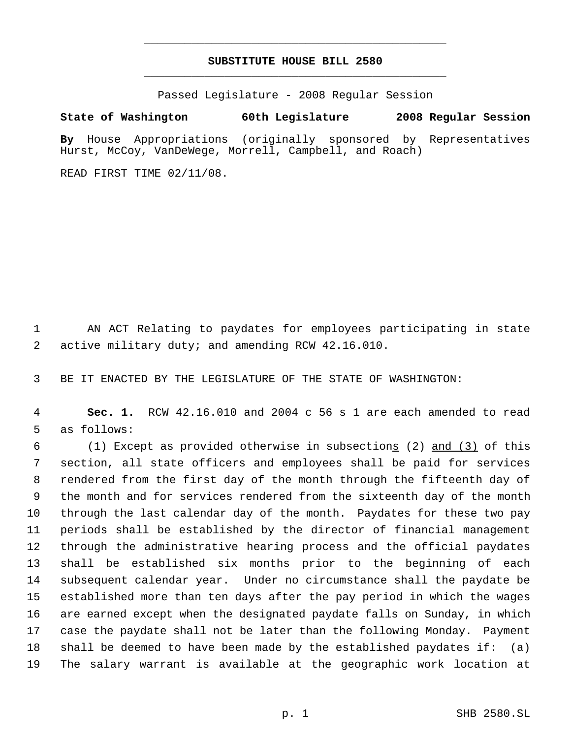# SUBSTITUTE HOUSE BILL 2580

Passed Legislature - 2008 Regular Session

**State of Washington 60th Legislature 2008 Regular Session**

**By** House Appropriations (originally sponsored by Representatives Hurst, McCoy, VanDeWege, Morrell, Campbell, and Roach)

READ FIRST TIME 02/11/08.

AN ACT Relating to paydates for employees participating in state active military duty; and amending RCW 42.16.010.

BE IT ENACTED BY THE LEGISLATURE OF THE STATE OF WASHINGTON:

**Sec. 1.** RCW 42.16.010 and 2004 c 56 s 1 are each amended to read as follows:

(1) Except as provided otherwise in subsection<u>s</u> (2) <u>and (3)</u> of this section, all state officers and employees shall be paid for services rendered from the first day of the month through the fifteenth day of the month and for services rendered from the sixteenth day of the month through the last calendar day of the month. Paydates for these two pay periods shall be established by the director of financial management through the administrative hearing process and the official paydates shall be established six months prior to the beginning of each subsequent calendar year. Under no circumstance shall the paydate be established more than ten days after the pay period in which the wages are earned except when the designated paydate falls on Sunday, in which case the paydate shall not be later than the following Monday. Payment shall be deemed to have been made by the established paydates if: (a) The salary warrant is available at the geographic work location at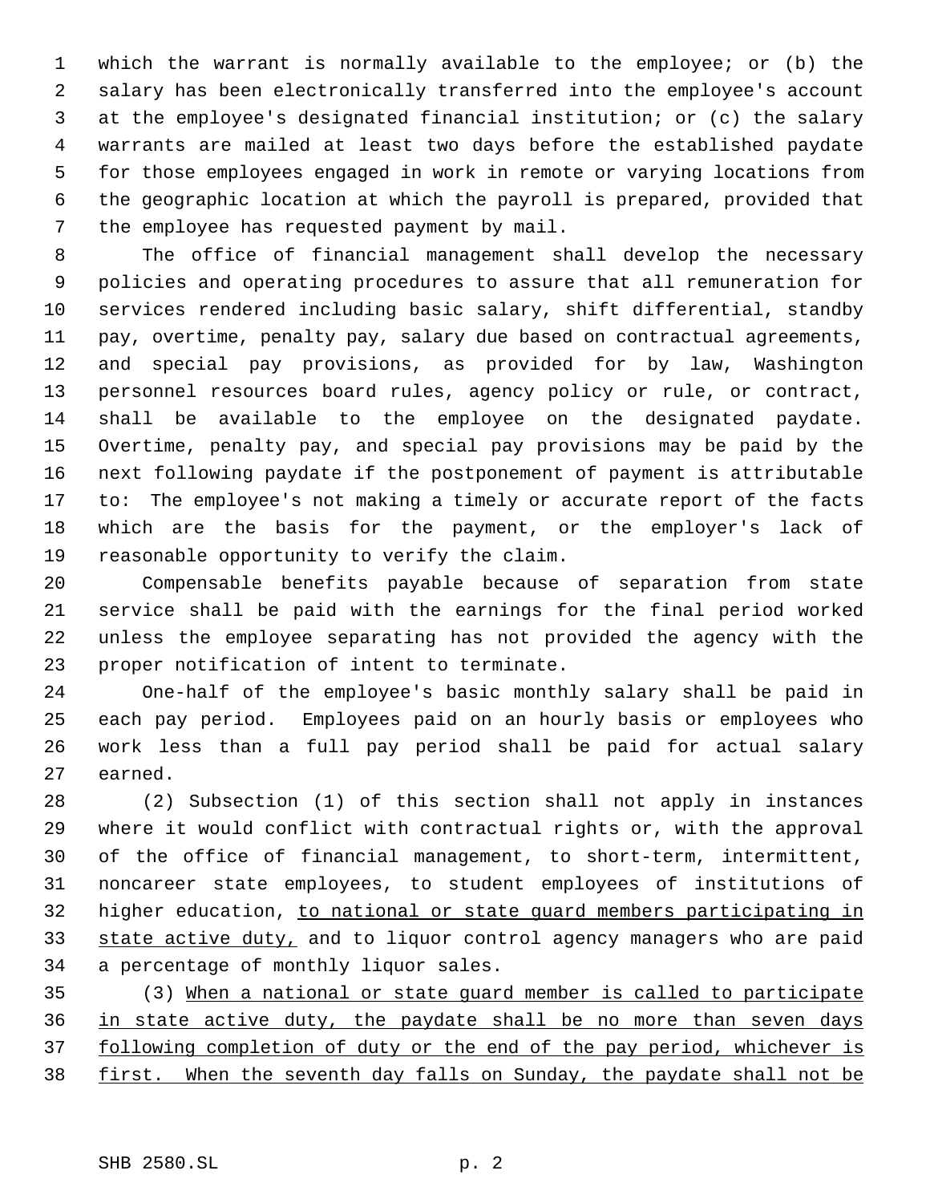which the warrant is normally available to the employee; or (b) the salary has been electronically transferred into the employee's account at the employee's designated financial institution; or (c) the salary warrants are mailed at least two days before the established paydate for those employees engaged in work in remote or varying locations from the geographic location at which the payroll is prepared, provided that the employee has requested payment by mail.

The office of financial management shall develop the necessary policies and operating procedures to assure that all remuneration for services rendered including basic salary, shift differential, standby pay, overtime, penalty pay, salary due based on contractual agreements, and special pay provisions, as provided for by law, Washington personnel resources board rules, agency policy or rule, or contract, shall be available to the employee on the designated paydate. Overtime, penalty pay, and special pay provisions may be paid by the next following paydate if the postponement of payment is attributable to: The employee's not making a timely or accurate report of the facts which are the basis for the payment, or the employer's lack of reasonable opportunity to verify the claim.

Compensable benefits payable because of separation from state service shall be paid with the earnings for the final period worked unless the employee separating has not provided the agency with the proper notification of intent to terminate.

One-half of the employee's basic monthly salary shall be paid in each pay period. Employees paid on an hourly basis or employees who work less than a full pay period shall be paid for actual salary earned.

(2) Subsection (1) of this section shall not apply in instances where it would conflict with contractual rights or, with the approval of the office of financial management, to short-term, intermittent, noncareer state employees, to student employees of institutions of higher education, <u>to national or state guard members participating in state active duty,</u> and to liquor control agency managers who are paid a percentage of monthly liquor sales.

(3) <u>When a national or state guard member is called to participate in state active duty, the paydate shall be no more than seven days following completion of duty or the end of the pay period, whichever is first. When the seventh day falls on Sunday, the paydate shall not be</u>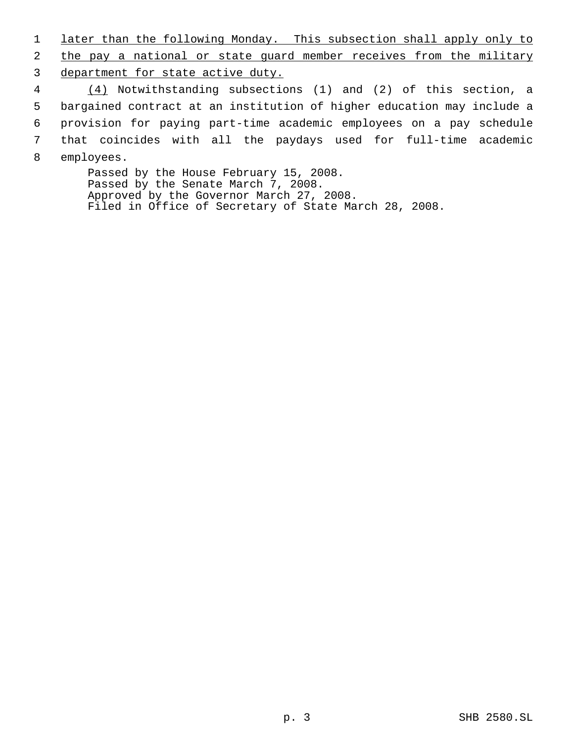later than the following Monday. This subsection shall apply only to the pay a national or state guard member receives from the military department for state active duty.

(4) Notwithstanding subsections (1) and (2) of this section, a bargained contract at an institution of higher education may include a provision for paying part-time academic employees on a pay schedule that coincides with all the paydays used for full-time academic employees.

Passed by the House February 15, 2008.
Passed by the Senate March 7, 2008.
Approved by the Governor March 27, 2008.
Filed in Office of Secretary of State March 28, 2008.